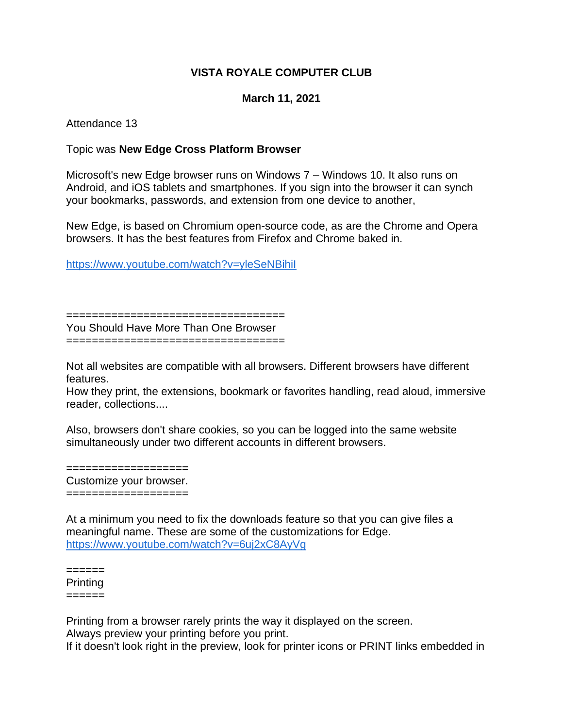# VISTA ROYALE COMPUTER CLUB

## March 11, 2021

Attendance 13

Topic was **New Edge Cross Platform Browser**

Microsoft's new Edge browser runs on Windows 7 – Windows 10. It also runs on Android, and iOS tablets and smartphones. If you sign into the browser it can synch your bookmarks, passwords, and extension from one device to another,

New Edge, is based on Chromium open-source code, as are the Chrome and Opera browsers. It has the best features from Firefox and Chrome baked in.

https://www.youtube.com/watch?v=yleSeNBihiI

=================================
You Should Have More Than One Browser
=================================

Not all websites are compatible with all browsers. Different browsers have different features.
How they print, the extensions, bookmark or favorites handling, read aloud, immersive reader, collections....

Also, browsers don't share cookies, so you can be logged into the same website simultaneously under two different accounts in different browsers.

==================
Customize your browser.
==================

At a minimum you need to fix the downloads feature so that you can give files a meaningful name. These are some of the customizations for Edge.
https://www.youtube.com/watch?v=6uj2xC8AyVg

======
Printing
======

Printing from a browser rarely prints the way it displayed on the screen.
Always preview your printing before you print.
If it doesn't look right in the preview, look for printer icons or PRINT links embedded in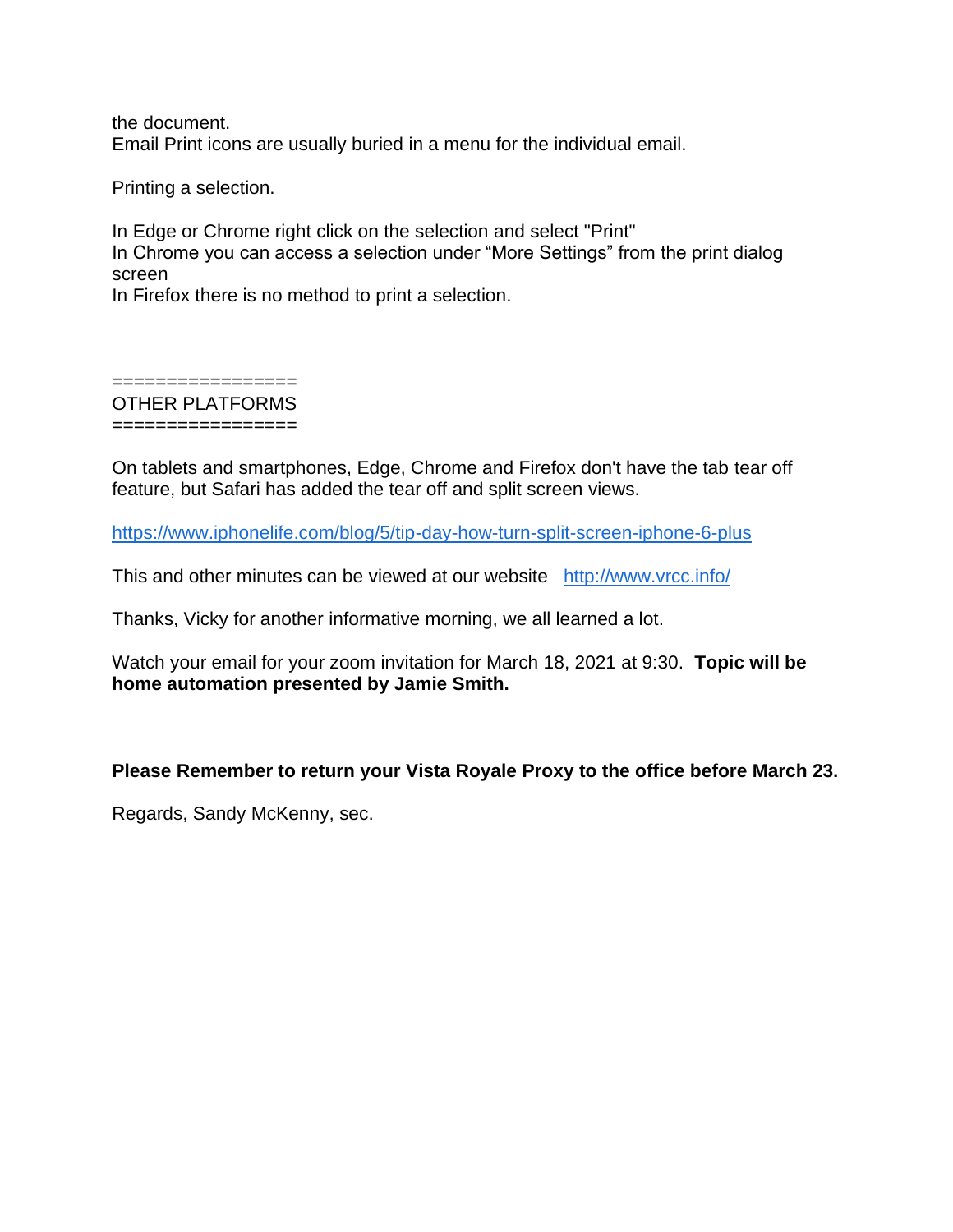the document.
Email Print icons are usually buried in a menu for the individual email.

Printing a selection.

In Edge or Chrome right click on the selection and select "Print"
In Chrome you can access a selection under “More Settings” from the print dialog screen
In Firefox there is no method to print a selection.

=================
OTHER PLATFORMS
=================

On tablets and smartphones, Edge, Chrome and Firefox don't have the tab tear off feature, but Safari has added the tear off and split screen views.

https://www.iphonelife.com/blog/5/tip-day-how-turn-split-screen-iphone-6-plus

This and other minutes can be viewed at our website http://www.vrcc.info/

Thanks, Vicky for another informative morning, we all learned a lot.

Watch your email for your zoom invitation for March 18, 2021 at 9:30. **Topic will be home automation presented by Jamie Smith.**

**Please Remember to return your Vista Royale Proxy to the office before March 23.**

Regards, Sandy McKenny, sec.